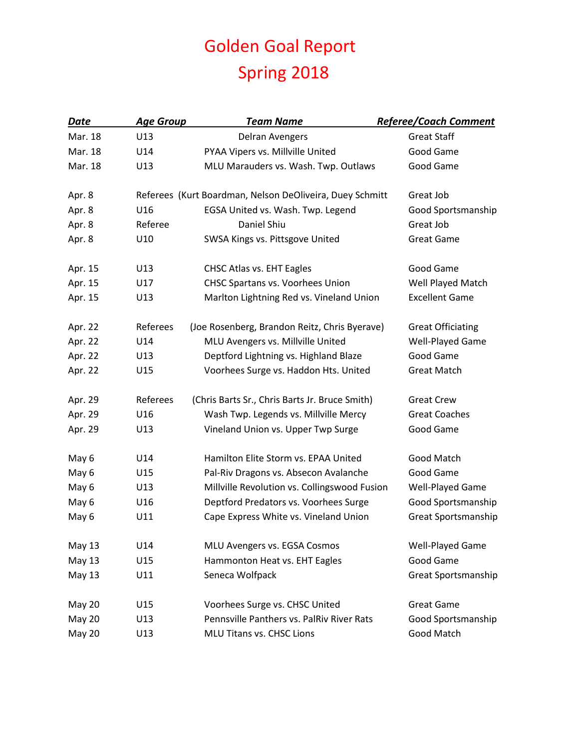# Golden Goal Report
# Spring 2018

| ***Date*** | ***Age Group*** | ***Team Name*** | ***Referee/Coach Comment*** |
|---|---|---|---|
| Mar. 18 | U13 | Delran Avengers | Great Staff |
| Mar. 18 | U14 | PYAA Vipers vs. Millville United | Good Game |
| Mar. 18 | U13 | MLU Marauders vs. Wash. Twp. Outlaws | Good Game |
| | | | |
| Apr. 8 | Referees | (Kurt Boardman, Nelson DeOliveira, Duey Schmitt | Great Job |
| Apr. 8 | U16 | EGSA United vs. Wash. Twp. Legend | Good Sportsmanship |
| Apr. 8 | Referee | Daniel Shiu | Great Job |
| Apr. 8 | U10 | SWSA Kings vs. Pittsgove United | Great Game |
| | | | |
| Apr. 15 | U13 | CHSC Atlas vs. EHT Eagles | Good Game |
| Apr. 15 | U17 | CHSC Spartans vs. Voorhees Union | Well Played Match |
| Apr. 15 | U13 | Marlton Lightning Red vs. Vineland Union | Excellent Game |
| | | | |
| Apr. 22 | Referees | (Joe Rosenberg, Brandon Reitz, Chris Byerave) | Great Officiating |
| Apr. 22 | U14 | MLU Avengers vs. Millville United | Well-Played Game |
| Apr. 22 | U13 | Deptford Lightning vs. Highland Blaze | Good Game |
| Apr. 22 | U15 | Voorhees Surge vs. Haddon Hts. United | Great Match |
| | | | |
| Apr. 29 | Referees | (Chris Barts Sr., Chris Barts Jr. Bruce Smith) | Great Crew |
| Apr. 29 | U16 | Wash Twp. Legends vs. Millville Mercy | Great Coaches |
| Apr. 29 | U13 | Vineland Union vs. Upper Twp Surge | Good Game |
| | | | |
| May 6 | U14 | Hamilton Elite Storm vs. EPAA United | Good Match |
| May 6 | U15 | Pal-Riv Dragons vs. Absecon Avalanche | Good Game |
| May 6 | U13 | Millville Revolution vs. Collingswood Fusion | Well-Played Game |
| May 6 | U16 | Deptford Predators vs. Voorhees Surge | Good Sportsmanship |
| May 6 | U11 | Cape Express White vs. Vineland Union | Great Sportsmanship |
| | | | |
| May 13 | U14 | MLU Avengers vs. EGSA Cosmos | Well-Played Game |
| May 13 | U15 | Hammonton Heat vs. EHT Eagles | Good Game |
| May 13 | U11 | Seneca Wolfpack | Great Sportsmanship |
| | | | |
| May 20 | U15 | Voorhees Surge vs. CHSC United | Great Game |
| May 20 | U13 | Pennsville Panthers vs. PalRiv River Rats | Good Sportsmanship |
| May 20 | U13 | MLU Titans vs. CHSC Lions | Good Match |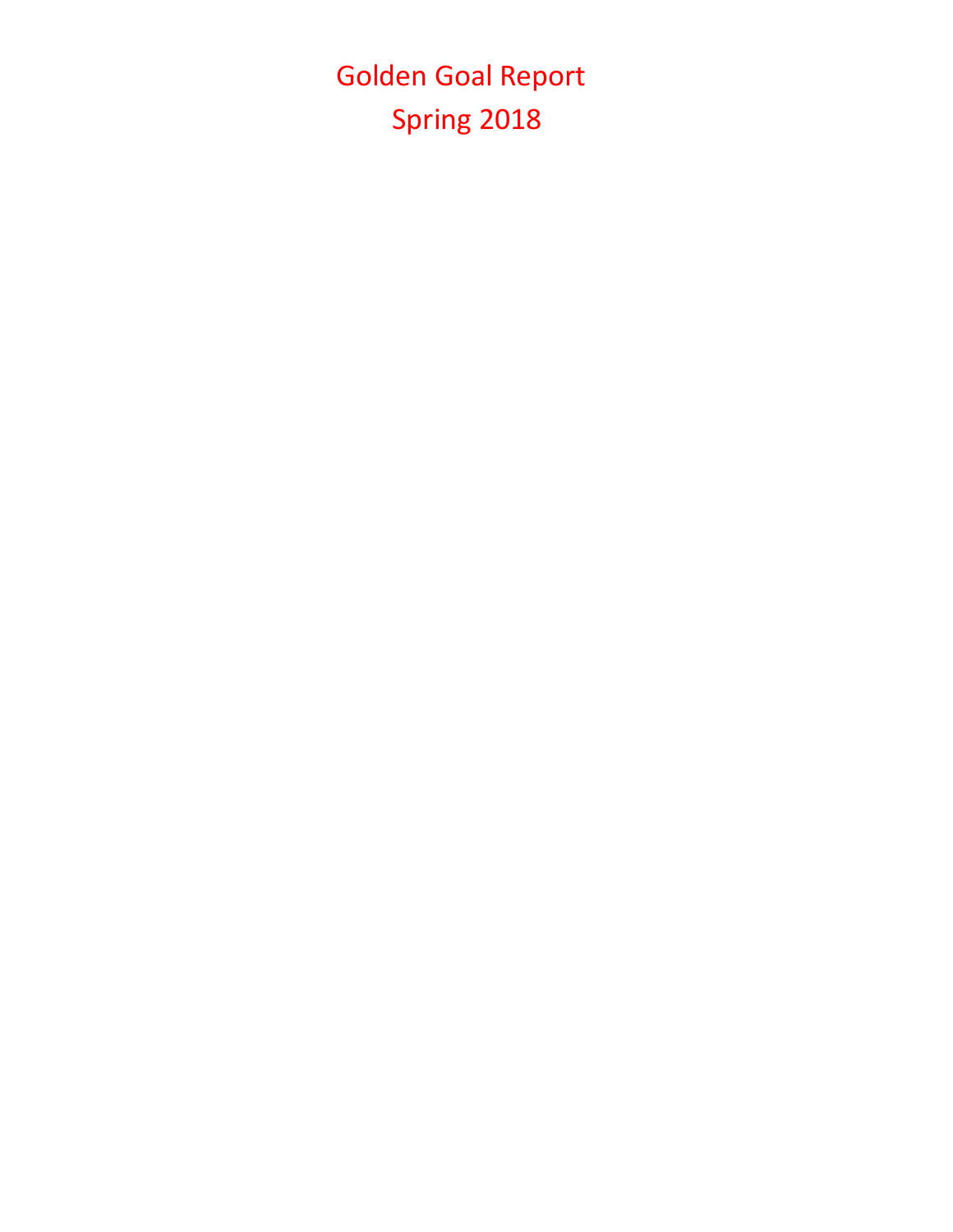# Golden Goal Report
## Spring 2018